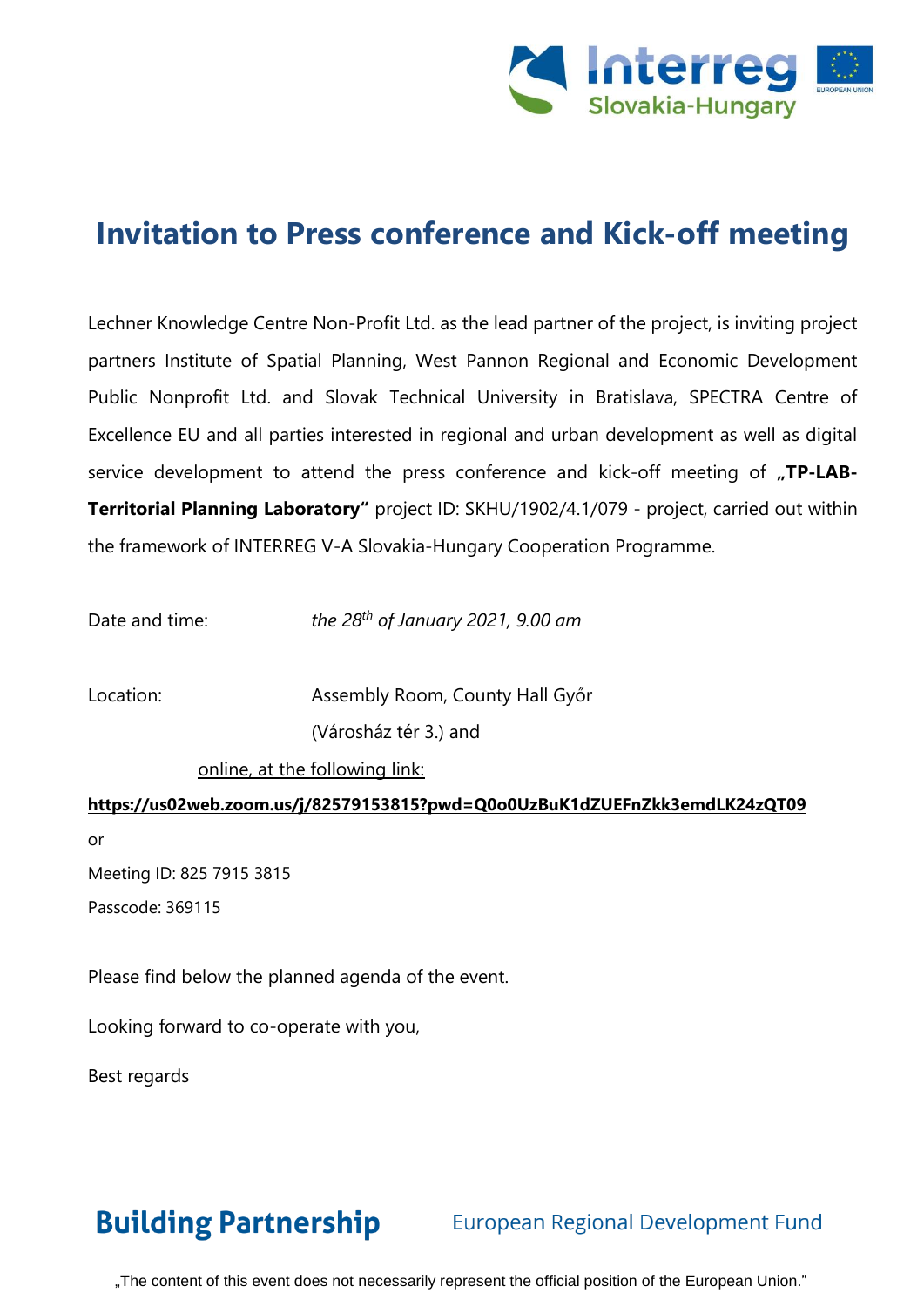# Invitation to Press conference and Kick-off meeting

Lechner Knowledge Centre Non-Profit Ltd. as the lead partner of the project, is inviting project partners Institute of Spatial Planning, West Pannon Regional and Economic Development Public Nonprofit Ltd. and Slovak Technical University in Bratislava, SPECTRA Centre of Excellence EU and all parties interested in regional and urban development as well as digital service development to attend the press conference and kick-off meeting of **„TP-LAB-Territorial Planning Laboratory"** project ID: SKHU/1902/4.1/079 - project, carried out within the framework of INTERREG V-A Slovakia-Hungary Cooperation Programme.

Date and time: *the 28th of January 2021, 9.00 am*

Location: Assembly Room, County Hall Győr (Városház tér 3.) and

online, at the following link:

**https://us02web.zoom.us/j/82579153815?pwd=Q0o0UzBuK1dZUEFnZkk3emdLK24zQT09**

or

Meeting ID: 825 7915 3815

Passcode: 369115

Please find below the planned agenda of the event.

Looking forward to co-operate with you,

Best regards

**Building Partnership** European Regional Development Fund

„The content of this event does not necessarily represent the official position of the European Union."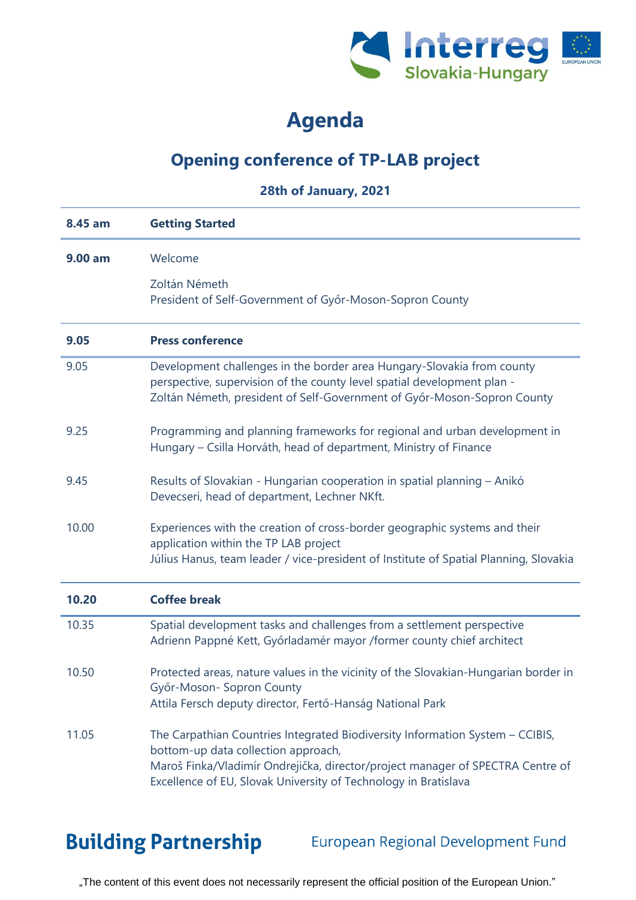# Agenda

## Opening conference of TP-LAB project

**28th of January, 2021**

| | |
|---|---|
| **8.45 am** | **Getting Started** |
| **9.00 am** | Welcome<br><br>Zoltán Németh<br>President of Self-Government of Győr-Moson-Sopron County |
| **9.05** | **Press conference** |
| 9.05 | Development challenges in the border area Hungary-Slovakia from county perspective, supervision of the county level spatial development plan - Zoltán Németh, president of Self-Government of Győr-Moson-Sopron County |
| 9.25 | Programming and planning frameworks for regional and urban development in Hungary – Csilla Horváth, head of department, Ministry of Finance |
| 9.45 | Results of Slovakian - Hungarian cooperation in spatial planning – Anikó Devecseri, head of department, Lechner NKft. |
| 10.00 | Experiences with the creation of cross-border geographic systems and their application within the TP LAB project<br>Július Hanus, team leader / vice-president of Institute of Spatial Planning, Slovakia |
| **10.20** | **Coffee break** |
| 10.35 | Spatial development tasks and challenges from a settlement perspective<br>Adrienn Pappné Kett, Győrladamér mayor /former county chief architect |
| 10.50 | Protected areas, nature values in the vicinity of the Slovakian-Hungarian border in Győr-Moson- Sopron County<br>Attila Fersch deputy director, Fertő-Hanság National Park |
| 11.05 | The Carpathian Countries Integrated Biodiversity Information System – CCIBIS, bottom-up data collection approach,<br>Maroš Finka/Vladimír Ondrejička, director/project manager of SPECTRA Centre of Excellence of EU, Slovak University of Technology in Bratislava |

**Building Partnership** European Regional Development Fund

„The content of this event does not necessarily represent the official position of the European Union."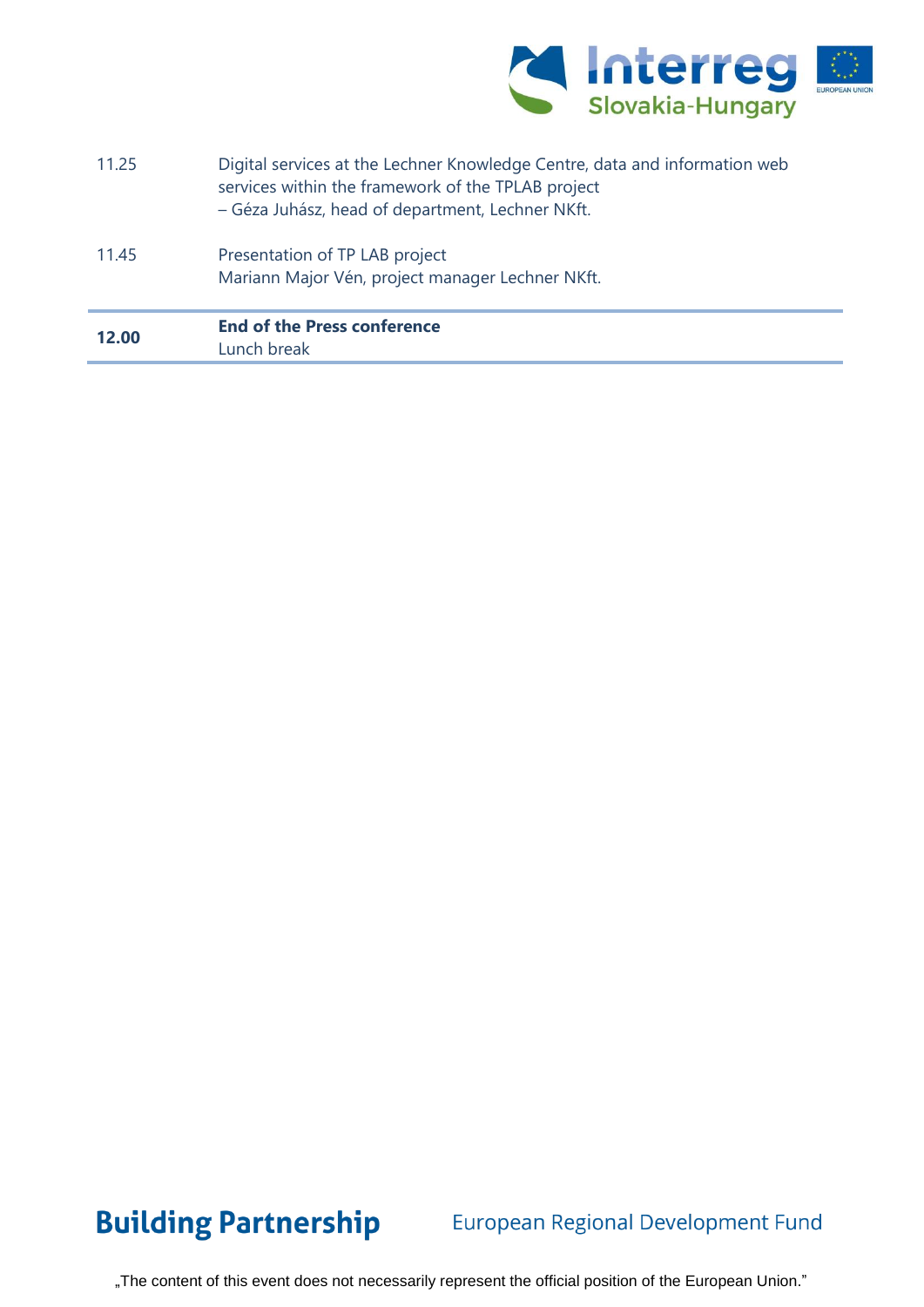| | |
|---|---|
| 11.25 | Digital services at the Lechner Knowledge Centre, data and information web services within the framework of the TPLAB project<br>– Géza Juhász, head of department, Lechner NKft. |
| 11.45 | Presentation of TP LAB project<br>Mariann Major Vén, project manager Lechner NKft. |
| **12.00** | **End of the Press conference**<br>Lunch break |

„The content of this event does not necessarily represent the official position of the European Union."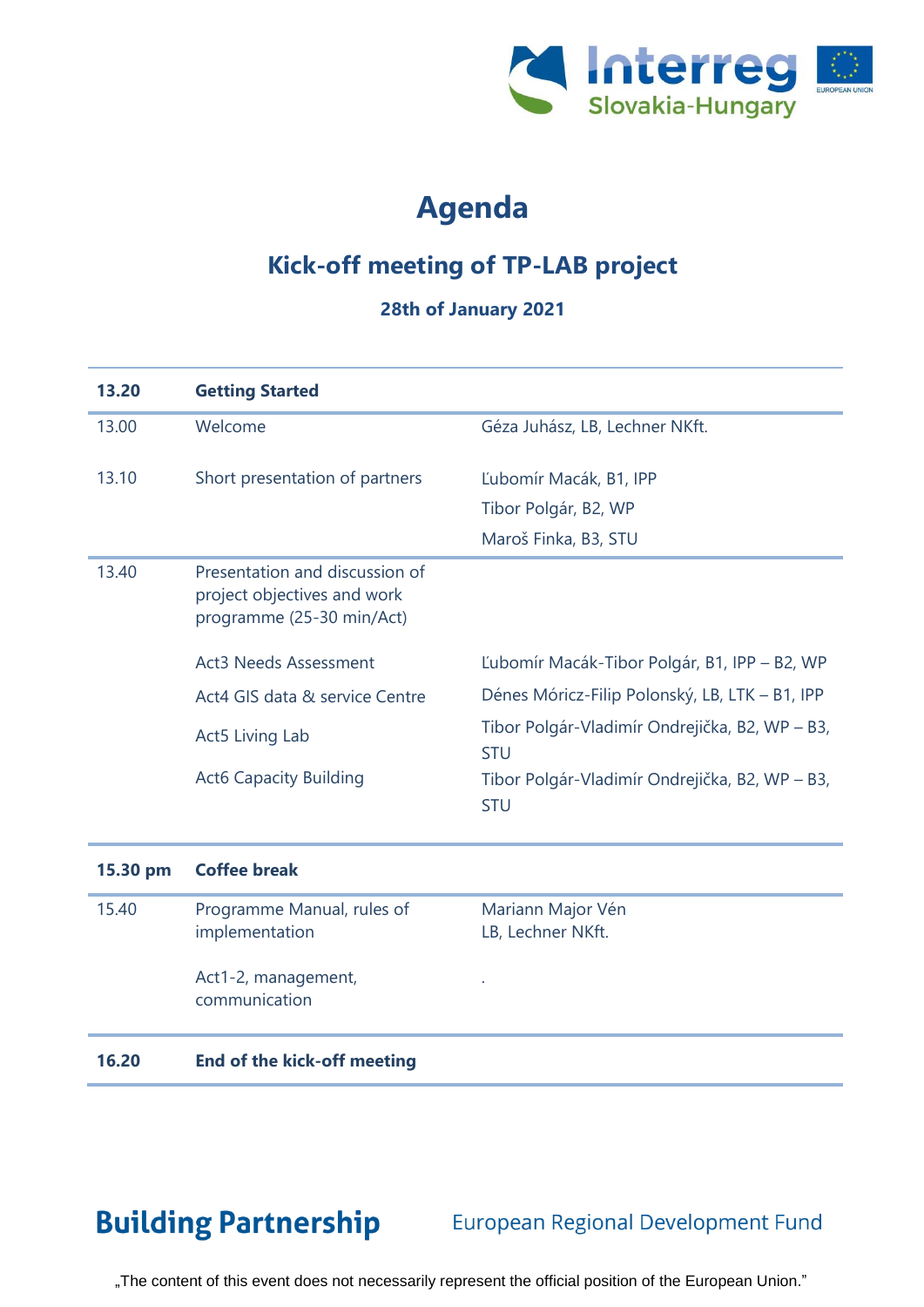# Agenda

## Kick-off meeting of TP-LAB project

### 28th of January 2021

| | | |
|---|---|---|
| **13.20** | **Getting Started** | |
| 13.00 | Welcome | Géza Juhász, LB, Lechner NKft. |
| 13.10 | Short presentation of partners | Ľubomír Macák, B1, IPP<br>Tibor Polgár, B2, WP<br>Maroš Finka, B3, STU |
| 13.40 | Presentation and discussion of project objectives and work programme (25-30 min/Act) | |
| | Act3 Needs Assessment | Ľubomír Macák-Tibor Polgár, B1, IPP – B2, WP |
| | Act4 GIS data & service Centre | Dénes Móricz-Filip Polonský, LB, LTK – B1, IPP |
| | Act5 Living Lab | Tibor Polgár-Vladimír Ondrejička, B2, WP – B3, STU |
| | Act6 Capacity Building | Tibor Polgár-Vladimír Ondrejička, B2, WP – B3, STU |
| **15.30 pm** | **Coffee break** | |
| 15.40 | Programme Manual, rules of implementation | Mariann Major Vén<br>LB, Lechner NKft. |
| | Act1-2, management, communication | . |
| **16.20** | **End of the kick-off meeting** | |

**Building Partnership** European Regional Development Fund

„The content of this event does not necessarily represent the official position of the European Union."